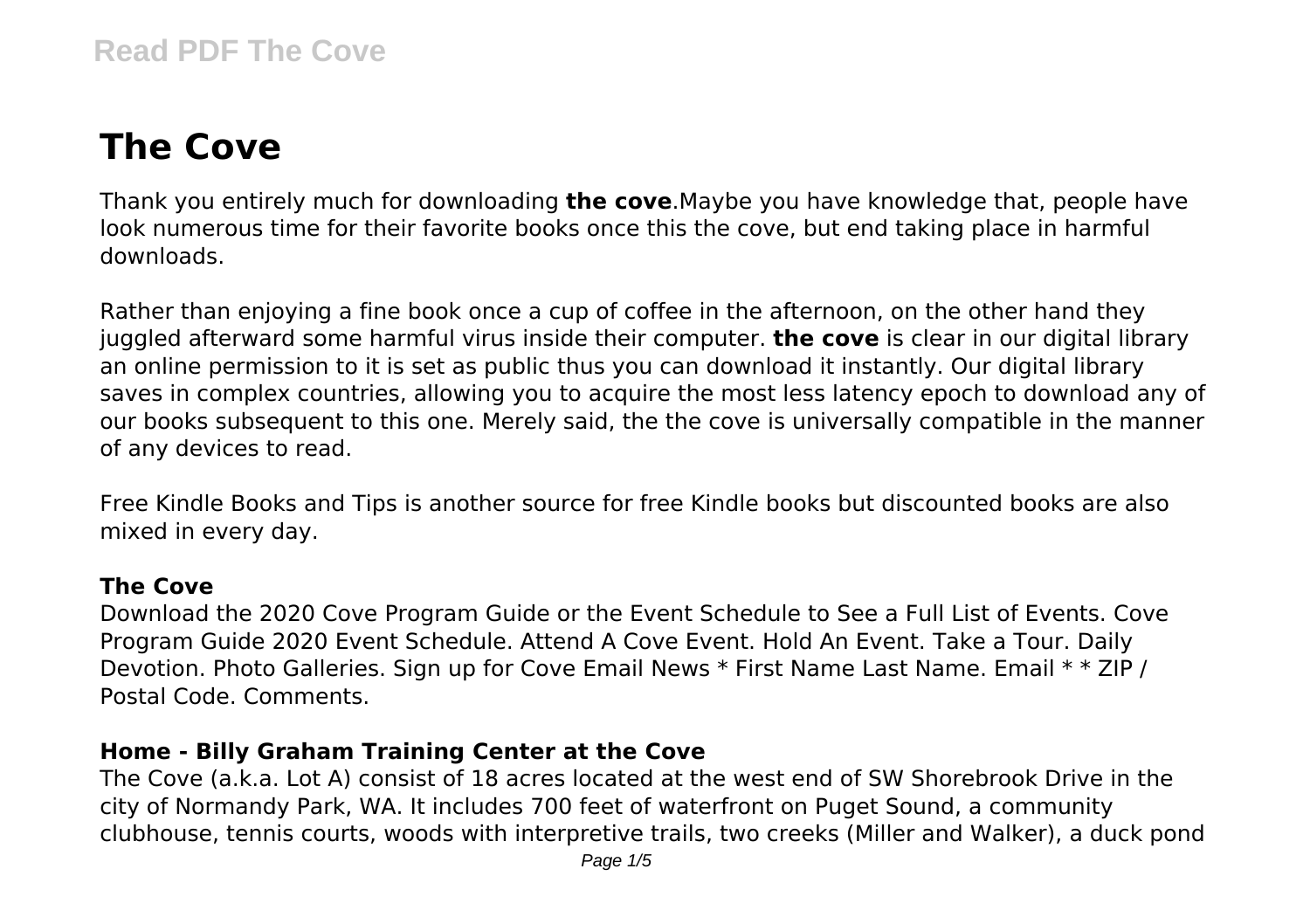# The Cove

Thank you entirely much for downloading **the cove**.Maybe you have knowledge that, people have look numerous time for their favorite books once this the cove, but end taking place in harmful downloads.

Rather than enjoying a fine book once a cup of coffee in the afternoon, on the other hand they juggled afterward some harmful virus inside their computer. **the cove** is clear in our digital library an online permission to it is set as public thus you can download it instantly. Our digital library saves in complex countries, allowing you to acquire the most less latency epoch to download any of our books subsequent to this one. Merely said, the the cove is universally compatible in the manner of any devices to read.

Free Kindle Books and Tips is another source for free Kindle books but discounted books are also mixed in every day.

### The Cove

Download the 2020 Cove Program Guide or the Event Schedule to See a Full List of Events. Cove Program Guide 2020 Event Schedule. Attend A Cove Event. Hold An Event. Take a Tour. Daily Devotion. Photo Galleries. Sign up for Cove Email News * First Name Last Name. Email * * ZIP / Postal Code. Comments.

### Home - Billy Graham Training Center at the Cove

The Cove (a.k.a. Lot A) consist of 18 acres located at the west end of SW Shorebrook Drive in the city of Normandy Park, WA. It includes 700 feet of waterfront on Puget Sound, a community clubhouse, tennis courts, woods with interpretive trails, two creeks (Miller and Walker), a duck pond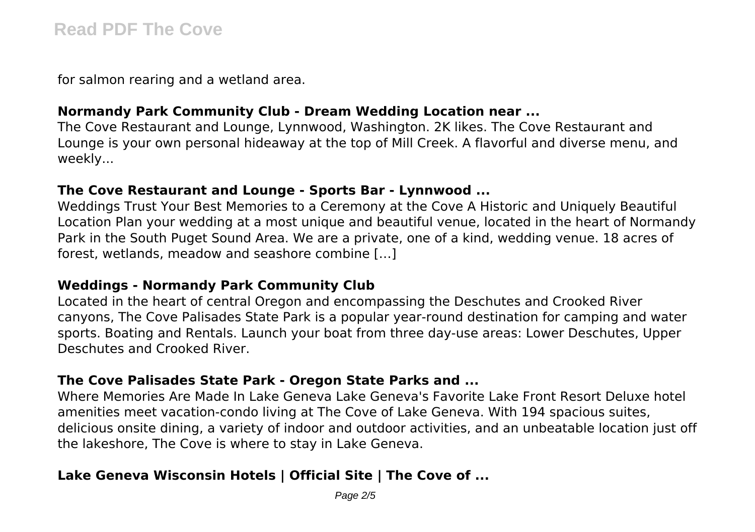for salmon rearing and a wetland area.

### Normandy Park Community Club - Dream Wedding Location near ...

The Cove Restaurant and Lounge, Lynnwood, Washington. 2K likes. The Cove Restaurant and Lounge is your own personal hideaway at the top of Mill Creek. A flavorful and diverse menu, and weekly...

### The Cove Restaurant and Lounge - Sports Bar - Lynnwood ...

Weddings Trust Your Best Memories to a Ceremony at the Cove A Historic and Uniquely Beautiful Location Plan your wedding at a most unique and beautiful venue, located in the heart of Normandy Park in the South Puget Sound Area. We are a private, one of a kind, wedding venue. 18 acres of forest, wetlands, meadow and seashore combine […]

### Weddings - Normandy Park Community Club

Located in the heart of central Oregon and encompassing the Deschutes and Crooked River canyons, The Cove Palisades State Park is a popular year-round destination for camping and water sports. Boating and Rentals. Launch your boat from three day-use areas: Lower Deschutes, Upper Deschutes and Crooked River.

### The Cove Palisades State Park - Oregon State Parks and ...

Where Memories Are Made In Lake Geneva Lake Geneva's Favorite Lake Front Resort Deluxe hotel amenities meet vacation-condo living at The Cove of Lake Geneva. With 194 spacious suites, delicious onsite dining, a variety of indoor and outdoor activities, and an unbeatable location just off the lakeshore, The Cove is where to stay in Lake Geneva.

### Lake Geneva Wisconsin Hotels | Official Site | The Cove of ...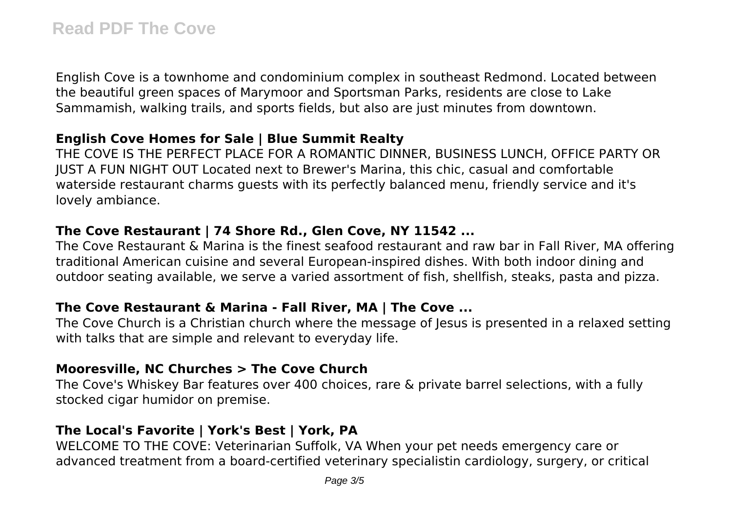English Cove is a townhome and condominium complex in southeast Redmond. Located between the beautiful green spaces of Marymoor and Sportsman Parks, residents are close to Lake Sammamish, walking trails, and sports fields, but also are just minutes from downtown.

### English Cove Homes for Sale | Blue Summit Realty

THE COVE IS THE PERFECT PLACE FOR A ROMANTIC DINNER, BUSINESS LUNCH, OFFICE PARTY OR JUST A FUN NIGHT OUT Located next to Brewer's Marina, this chic, casual and comfortable waterside restaurant charms guests with its perfectly balanced menu, friendly service and it's lovely ambiance.

### The Cove Restaurant | 74 Shore Rd., Glen Cove, NY 11542 ...

The Cove Restaurant & Marina is the finest seafood restaurant and raw bar in Fall River, MA offering traditional American cuisine and several European-inspired dishes. With both indoor dining and outdoor seating available, we serve a varied assortment of fish, shellfish, steaks, pasta and pizza.

### The Cove Restaurant & Marina - Fall River, MA | The Cove ...

The Cove Church is a Christian church where the message of Jesus is presented in a relaxed setting with talks that are simple and relevant to everyday life.

### Mooresville, NC Churches > The Cove Church

The Cove's Whiskey Bar features over 400 choices, rare & private barrel selections, with a fully stocked cigar humidor on premise.

### The Local's Favorite | York's Best | York, PA

WELCOME TO THE COVE: Veterinarian Suffolk, VA When your pet needs emergency care or advanced treatment from a board-certified veterinary specialistin cardiology, surgery, or critical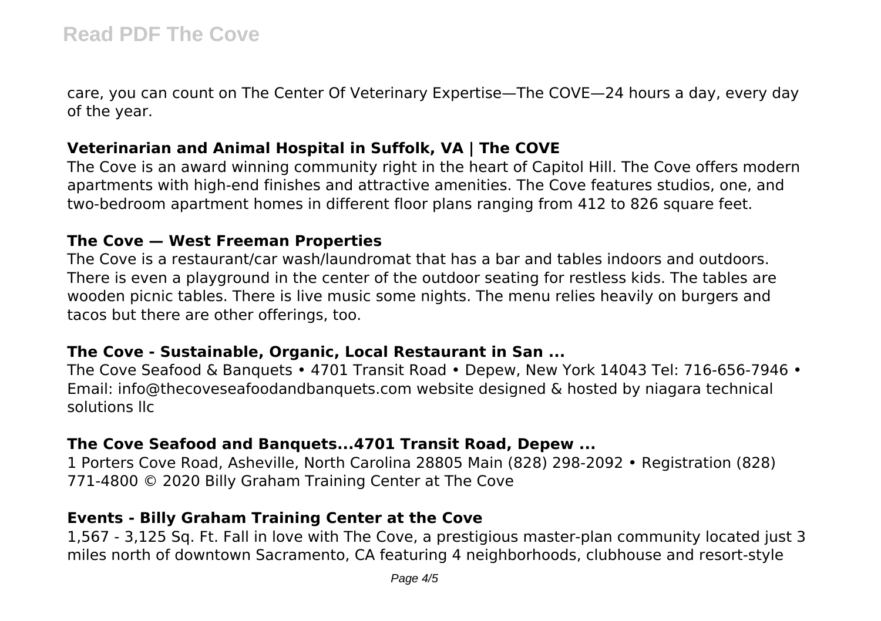care, you can count on The Center Of Veterinary Expertise—The COVE—24 hours a day, every day of the year.

### Veterinarian and Animal Hospital in Suffolk, VA | The COVE

The Cove is an award winning community right in the heart of Capitol Hill. The Cove offers modern apartments with high-end finishes and attractive amenities. The Cove features studios, one, and two-bedroom apartment homes in different floor plans ranging from 412 to 826 square feet.

### The Cove — West Freeman Properties

The Cove is a restaurant/car wash/laundromat that has a bar and tables indoors and outdoors. There is even a playground in the center of the outdoor seating for restless kids. The tables are wooden picnic tables. There is live music some nights. The menu relies heavily on burgers and tacos but there are other offerings, too.

### The Cove - Sustainable, Organic, Local Restaurant in San ...

The Cove Seafood & Banquets • 4701 Transit Road • Depew, New York 14043 Tel: 716-656-7946 • Email: info@thecoveseafoodandbanquets.com website designed & hosted by niagara technical solutions llc

### The Cove Seafood and Banquets...4701 Transit Road, Depew ...

1 Porters Cove Road, Asheville, North Carolina 28805 Main (828) 298-2092 • Registration (828) 771-4800 © 2020 Billy Graham Training Center at The Cove

### Events - Billy Graham Training Center at the Cove

1,567 - 3,125 Sq. Ft. Fall in love with The Cove, a prestigious master-plan community located just 3 miles north of downtown Sacramento, CA featuring 4 neighborhoods, clubhouse and resort-style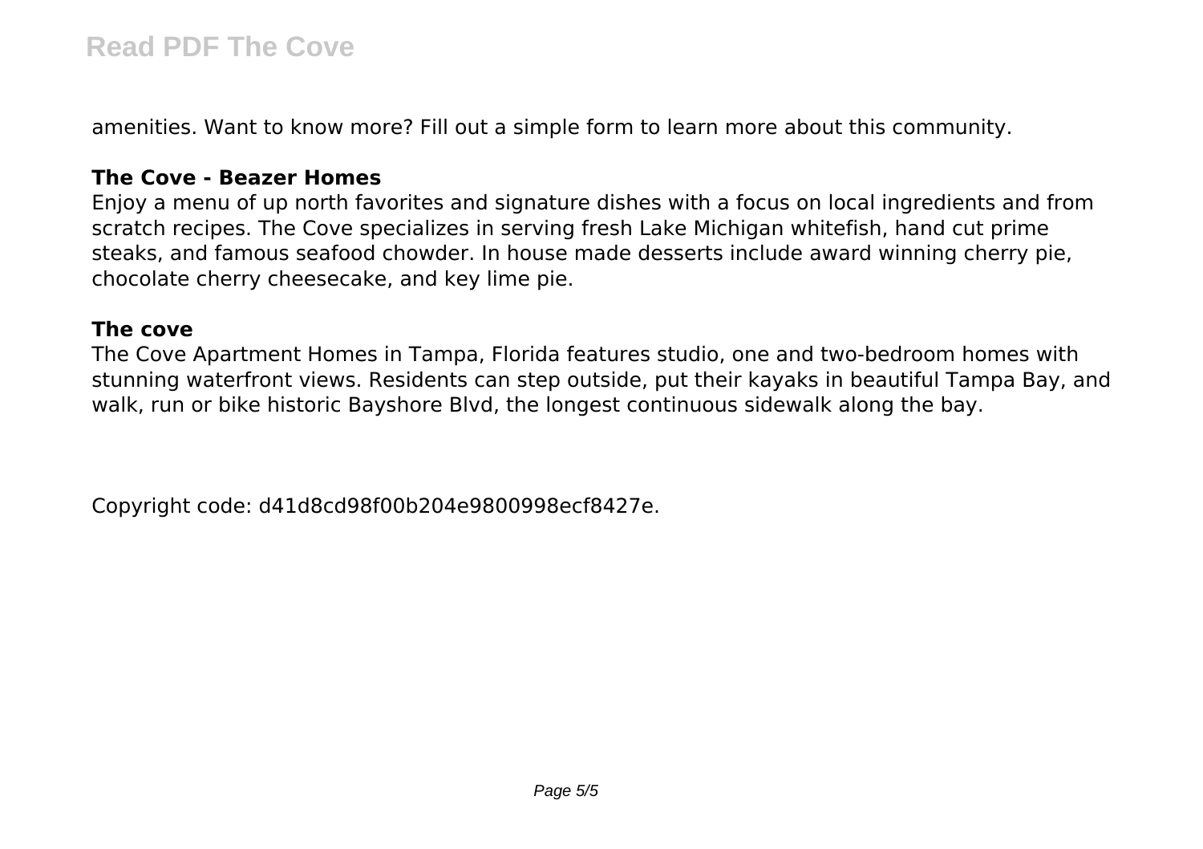amenities. Want to know more? Fill out a simple form to learn more about this community.

**The Cove - Beazer Homes**

Enjoy a menu of up north favorites and signature dishes with a focus on local ingredients and from scratch recipes. The Cove specializes in serving fresh Lake Michigan whitefish, hand cut prime steaks, and famous seafood chowder. In house made desserts include award winning cherry pie, chocolate cherry cheesecake, and key lime pie.

**The cove**

The Cove Apartment Homes in Tampa, Florida features studio, one and two-bedroom homes with stunning waterfront views. Residents can step outside, put their kayaks in beautiful Tampa Bay, and walk, run or bike historic Bayshore Blvd, the longest continuous sidewalk along the bay.

Copyright code: d41d8cd98f00b204e9800998ecf8427e.